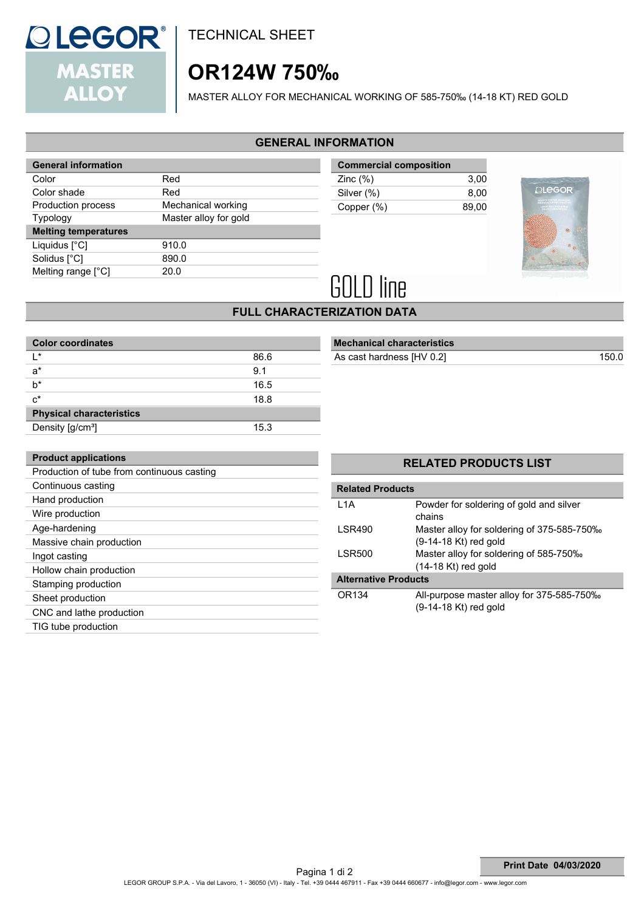TECHNICAL SHEET

# OR124W 750‰

MASTER ALLOY FOR MECHANICAL WORKING OF 585-750‰ (14-18 KT) RED GOLD

## GENERAL INFORMATION

| General information | |
|---|---|
| Color | Red |
| Color shade | Red |
| Production process | Mechanical working |
| Typology | Master alloy for gold |
| **Melting temperatures** | |
| Liquidus [°C] | 910.0 |
| Solidus [°C] | 890.0 |
| Melting range [°C] | 20.0 |

| Commercial composition | |
|---|---|
| Zinc (%) | 3,00 |
| Silver (%) | 8,00 |
| Copper (%) | 89,00 |

GOLD line

## FULL CHARACTERIZATION DATA

| Color coordinates | |
|---|---|
| L* | 86.6 |
| a* | 9.1 |
| b* | 16.5 |
| c* | 18.8 |
| **Physical characteristics** | |
| Density [g/cm³] | 15.3 |

| Mechanical characteristics | |
|---|---|
| As cast hardness [HV 0.2] | 150.0 |

| Product applications |
|---|
| Production of tube from continuous casting |
| Continuous casting |
| Hand production |
| Wire production |
| Age-hardening |
| Massive chain production |
| Ingot casting |
| Hollow chain production |
| Stamping production |
| Sheet production |
| CNC and lathe production |
| TIG tube production |

## RELATED PRODUCTS LIST

| Related Products | |
|---|---|
| L1A | Powder for soldering of gold and silver chains |
| LSR490 | Master alloy for soldering of 375-585-750‰ (9-14-18 Kt) red gold |
| LSR500 | Master alloy for soldering of 585-750‰ (14-18 Kt) red gold |
| **Alternative Products** | |
| OR134 | All-purpose master alloy for 375-585-750‰ (9-14-18 Kt) red gold |

Print Date 04/03/2020

LEGOR GROUP S.P.A. - Via del Lavoro, 1 - 36050 (VI) - Italy - Tel. +39 0444 467911 - Fax +39 0444 660677 - info@legor.com - www.legor.com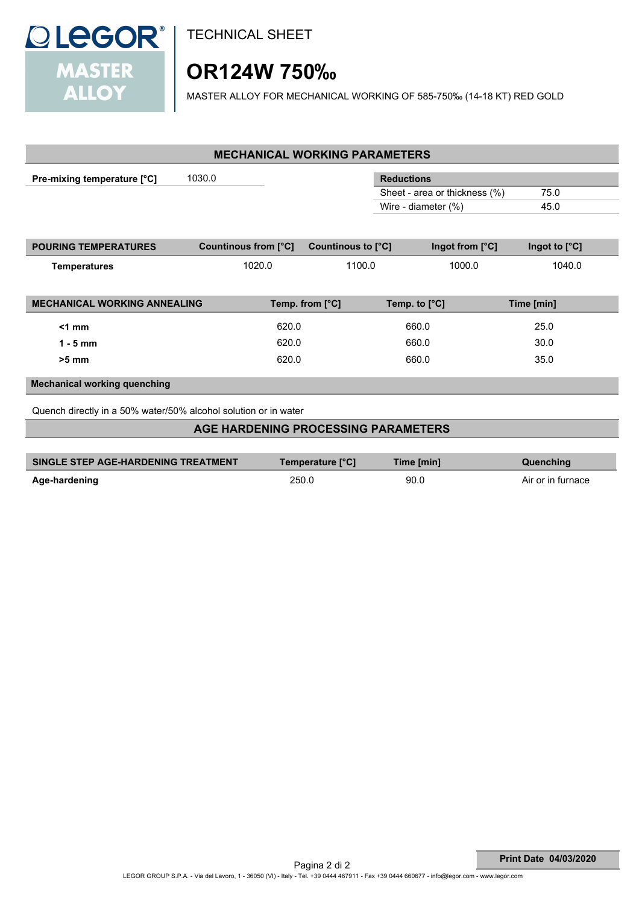# TECHNICAL SHEET

# OR124W 750‰

MASTER ALLOY FOR MECHANICAL WORKING OF 585-750‰ (14-18 KT) RED GOLD

## MECHANICAL WORKING PARAMETERS

| | |
|---|---|
| **Pre-mixing temperature [°C]** | 1030.0 |

| **Reductions** | |
|---|---|
| Sheet - area or thickness (%) | 75.0 |
| Wire - diameter (%) | 45.0 |

| POURING TEMPERATURES | Countinous from [°C] | Countinous to [°C] | Ingot from [°C] | Ingot to [°C] |
|---|---|---|---|---|
| **Temperatures** | 1020.0 | 1100.0 | 1000.0 | 1040.0 |

| MECHANICAL WORKING ANNEALING | Temp. from [°C] | Temp. to [°C] | Time [min] |
|---|---|---|---|
| **<1 mm** | 620.0 | 660.0 | 25.0 |
| **1 - 5 mm** | 620.0 | 660.0 | 30.0 |
| **>5 mm** | 620.0 | 660.0 | 35.0 |

**Mechanical working quenching**

Quench directly in a 50% water/50% alcohol solution or in water

## AGE HARDENING PROCESSING PARAMETERS

| SINGLE STEP AGE-HARDENING TREATMENT | Temperature [°C] | Time [min] | Quenching |
|---|---|---|---|
| **Age-hardening** | 250.0 | 90.0 | Air or in furnace |

**Print Date 04/03/2020**

LEGOR GROUP S.P.A. - Via del Lavoro, 1 - 36050 (VI) - Italy - Tel. +39 0444 467911 - Fax +39 0444 660677 - info@legor.com - www.legor.com